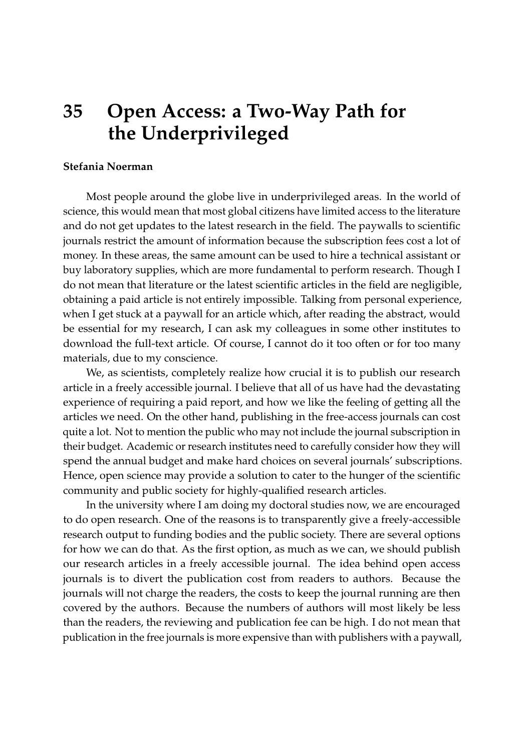# 35 Open Access: a Two-Way Path for the Underprivileged

**Stefania Noerman**

Most people around the globe live in underprivileged areas. In the world of science, this would mean that most global citizens have limited access to the literature and do not get updates to the latest research in the field. The paywalls to scientific journals restrict the amount of information because the subscription fees cost a lot of money. In these areas, the same amount can be used to hire a technical assistant or buy laboratory supplies, which are more fundamental to perform research. Though I do not mean that literature or the latest scientific articles in the field are negligible, obtaining a paid article is not entirely impossible. Talking from personal experience, when I get stuck at a paywall for an article which, after reading the abstract, would be essential for my research, I can ask my colleagues in some other institutes to download the full-text article. Of course, I cannot do it too often or for too many materials, due to my conscience.

We, as scientists, completely realize how crucial it is to publish our research article in a freely accessible journal. I believe that all of us have had the devastating experience of requiring a paid report, and how we like the feeling of getting all the articles we need. On the other hand, publishing in the free-access journals can cost quite a lot. Not to mention the public who may not include the journal subscription in their budget. Academic or research institutes need to carefully consider how they will spend the annual budget and make hard choices on several journals' subscriptions. Hence, open science may provide a solution to cater to the hunger of the scientific community and public society for highly-qualified research articles.

In the university where I am doing my doctoral studies now, we are encouraged to do open research. One of the reasons is to transparently give a freely-accessible research output to funding bodies and the public society. There are several options for how we can do that. As the first option, as much as we can, we should publish our research articles in a freely accessible journal. The idea behind open access journals is to divert the publication cost from readers to authors. Because the journals will not charge the readers, the costs to keep the journal running are then covered by the authors. Because the numbers of authors will most likely be less than the readers, the reviewing and publication fee can be high. I do not mean that publication in the free journals is more expensive than with publishers with a paywall,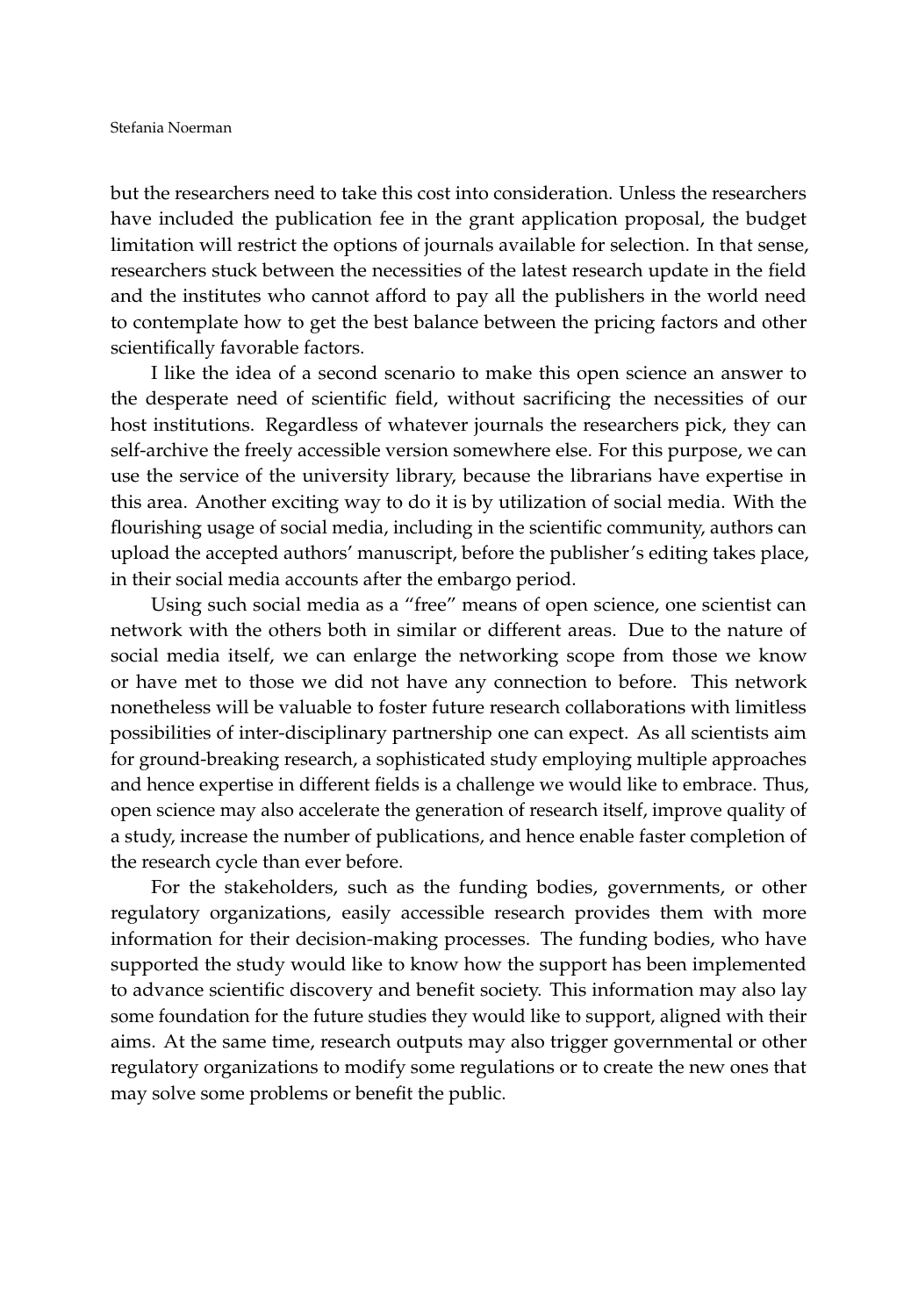but the researchers need to take this cost into consideration. Unless the researchers have included the publication fee in the grant application proposal, the budget limitation will restrict the options of journals available for selection. In that sense, researchers stuck between the necessities of the latest research update in the field and the institutes who cannot afford to pay all the publishers in the world need to contemplate how to get the best balance between the pricing factors and other scientifically favorable factors.

I like the idea of a second scenario to make this open science an answer to the desperate need of scientific field, without sacrificing the necessities of our host institutions. Regardless of whatever journals the researchers pick, they can self-archive the freely accessible version somewhere else. For this purpose, we can use the service of the university library, because the librarians have expertise in this area. Another exciting way to do it is by utilization of social media. With the flourishing usage of social media, including in the scientific community, authors can upload the accepted authors' manuscript, before the publisher's editing takes place, in their social media accounts after the embargo period.

Using such social media as a "free" means of open science, one scientist can network with the others both in similar or different areas. Due to the nature of social media itself, we can enlarge the networking scope from those we know or have met to those we did not have any connection to before. This network nonetheless will be valuable to foster future research collaborations with limitless possibilities of inter-disciplinary partnership one can expect. As all scientists aim for ground-breaking research, a sophisticated study employing multiple approaches and hence expertise in different fields is a challenge we would like to embrace. Thus, open science may also accelerate the generation of research itself, improve quality of a study, increase the number of publications, and hence enable faster completion of the research cycle than ever before.

For the stakeholders, such as the funding bodies, governments, or other regulatory organizations, easily accessible research provides them with more information for their decision-making processes. The funding bodies, who have supported the study would like to know how the support has been implemented to advance scientific discovery and benefit society. This information may also lay some foundation for the future studies they would like to support, aligned with their aims. At the same time, research outputs may also trigger governmental or other regulatory organizations to modify some regulations or to create the new ones that may solve some problems or benefit the public.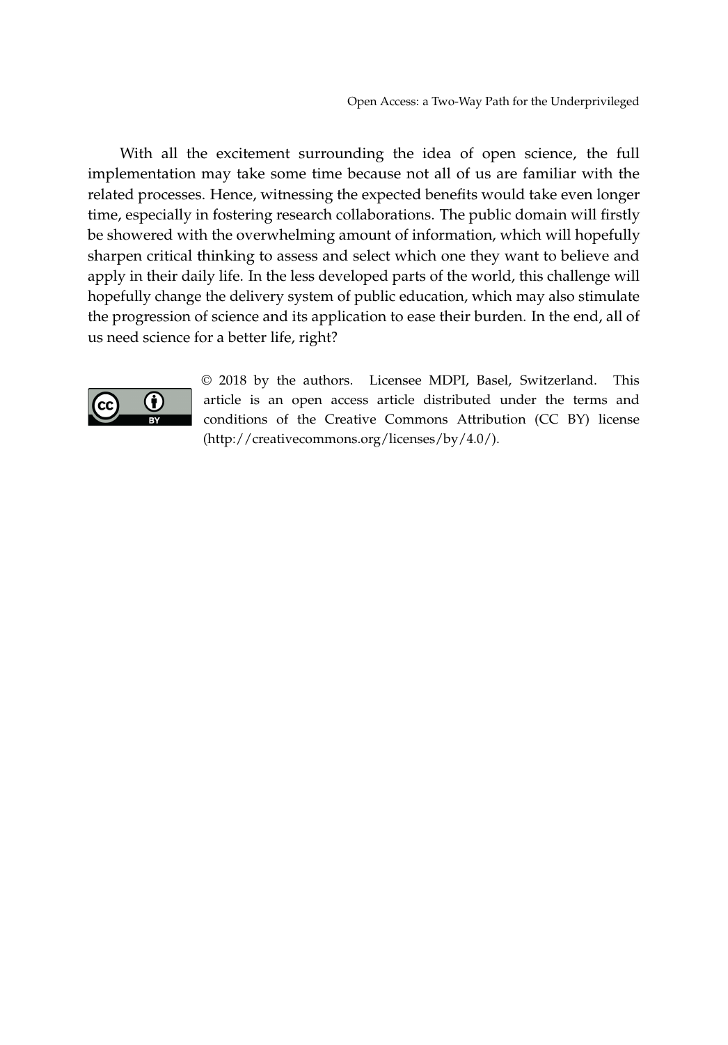With all the excitement surrounding the idea of open science, the full implementation may take some time because not all of us are familiar with the related processes. Hence, witnessing the expected benefits would take even longer time, especially in fostering research collaborations. The public domain will firstly be showered with the overwhelming amount of information, which will hopefully sharpen critical thinking to assess and select which one they want to believe and apply in their daily life. In the less developed parts of the world, this challenge will hopefully change the delivery system of public education, which may also stimulate the progression of science and its application to ease their burden. In the end, all of us need science for a better life, right?

© 2018 by the authors. Licensee MDPI, Basel, Switzerland. This article is an open access article distributed under the terms and conditions of the Creative Commons Attribution (CC BY) license (http://creativecommons.org/licenses/by/4.0/).